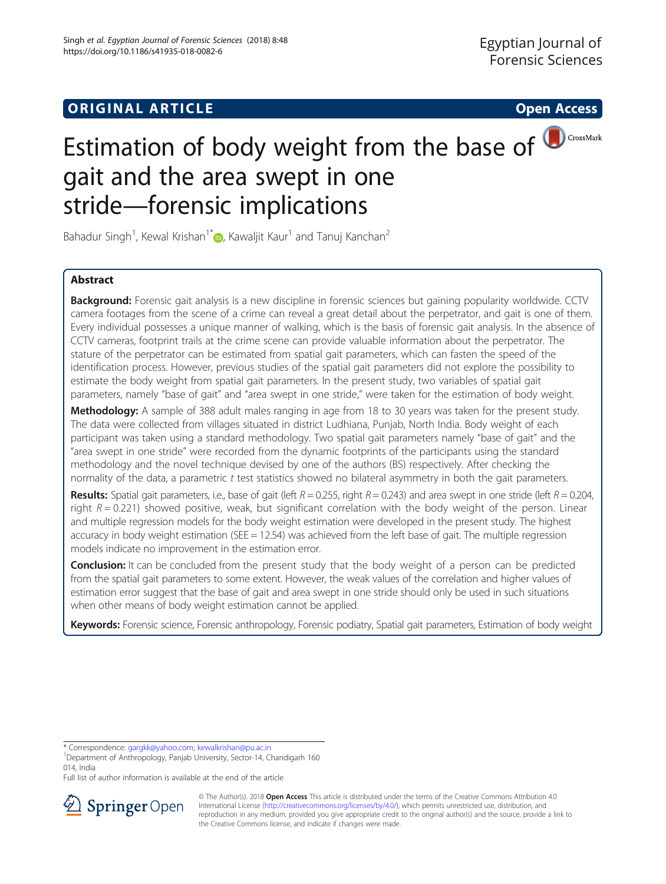Egyptian Journal of Forensic Sciences

ORIGINAL ARTICLE

Open Access

# Estimation of body weight from the base of gait and the area swept in one stride—forensic implications

Bahadur Singh[1], Kewal Krishan[1*], Kawaljit Kaur[1] and Tanuj Kanchan[2]

## Abstract

**Background:** Forensic gait analysis is a new discipline in forensic sciences but gaining popularity worldwide. CCTV camera footages from the scene of a crime can reveal a great detail about the perpetrator, and gait is one of them. Every individual possesses a unique manner of walking, which is the basis of forensic gait analysis. In the absence of CCTV cameras, footprint trails at the crime scene can provide valuable information about the perpetrator. The stature of the perpetrator can be estimated from spatial gait parameters, which can fasten the speed of the identification process. However, previous studies of the spatial gait parameters did not explore the possibility to estimate the body weight from spatial gait parameters. In the present study, two variables of spatial gait parameters, namely "base of gait" and "area swept in one stride," were taken for the estimation of body weight.

**Methodology:** A sample of 388 adult males ranging in age from 18 to 30 years was taken for the present study. The data were collected from villages situated in district Ludhiana, Punjab, North India. Body weight of each participant was taken using a standard methodology. Two spatial gait parameters namely "base of gait" and the "area swept in one stride" were recorded from the dynamic footprints of the participants using the standard methodology and the novel technique devised by one of the authors (BS) respectively. After checking the normality of the data, a parametric *t* test statistics showed no bilateral asymmetry in both the gait parameters.

**Results:** Spatial gait parameters, i.e., base of gait (left $R = 0.255$, right $R = 0.243$) and area swept in one stride (left $R = 0.204$, right $R = 0.221$) showed positive, weak, but significant correlation with the body weight of the person. Linear and multiple regression models for the body weight estimation were developed in the present study. The highest accuracy in body weight estimation (SEE = 12.54) was achieved from the left base of gait. The multiple regression models indicate no improvement in the estimation error.

**Conclusion:** It can be concluded from the present study that the body weight of a person can be predicted from the spatial gait parameters to some extent. However, the weak values of the correlation and higher values of estimation error suggest that the base of gait and area swept in one stride should only be used in such situations when other means of body weight estimation cannot be applied.

**Keywords:** Forensic science, Forensic anthropology, Forensic podiatry, Spatial gait parameters, Estimation of body weight

\* Correspondence: gargkk@yahoo.com; kewalkrishan@pu.ac.in
[1]Department of Anthropology, Panjab University, Sector-14, Chandigarh 160 014, India
Full list of author information is available at the end of the article

© The Author(s). 2018 **Open Access** This article is distributed under the terms of the Creative Commons Attribution 4.0 International License (http://creativecommons.org/licenses/by/4.0/), which permits unrestricted use, distribution, and reproduction in any medium, provided you give appropriate credit to the original author(s) and the source, provide a link to the Creative Commons license, and indicate if changes were made.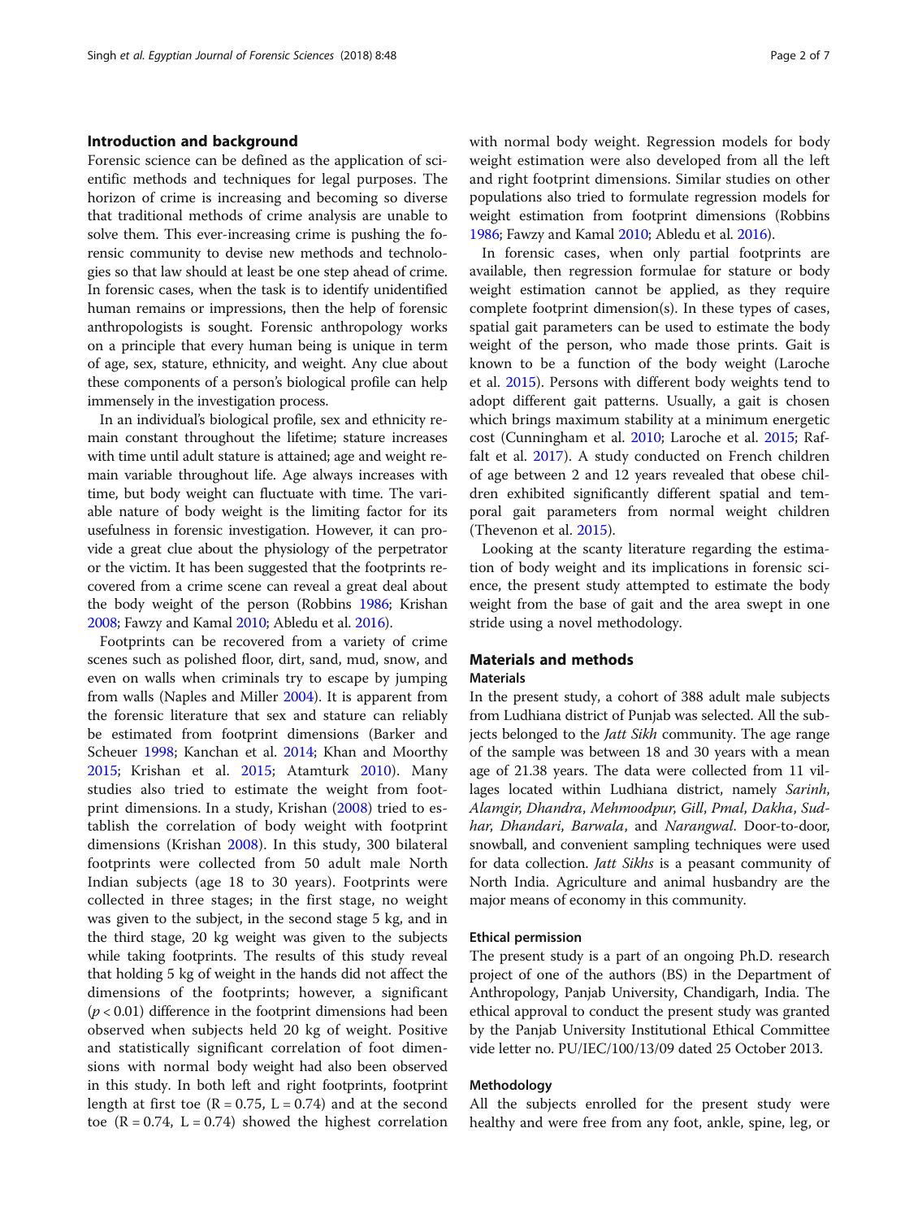## Introduction and background

Forensic science can be defined as the application of scientific methods and techniques for legal purposes. The horizon of crime is increasing and becoming so diverse that traditional methods of crime analysis are unable to solve them. This ever-increasing crime is pushing the forensic community to devise new methods and technologies so that law should at least be one step ahead of crime. In forensic cases, when the task is to identify unidentified human remains or impressions, then the help of forensic anthropologists is sought. Forensic anthropology works on a principle that every human being is unique in term of age, sex, stature, ethnicity, and weight. Any clue about these components of a person's biological profile can help immensely in the investigation process.

In an individual's biological profile, sex and ethnicity remain constant throughout the lifetime; stature increases with time until adult stature is attained; age and weight remain variable throughout life. Age always increases with time, but body weight can fluctuate with time. The variable nature of body weight is the limiting factor for its usefulness in forensic investigation. However, it can provide a great clue about the physiology of the perpetrator or the victim. It has been suggested that the footprints recovered from a crime scene can reveal a great deal about the body weight of the person (Robbins 1986; Krishan 2008; Fawzy and Kamal 2010; Abledu et al. 2016).

Footprints can be recovered from a variety of crime scenes such as polished floor, dirt, sand, mud, snow, and even on walls when criminals try to escape by jumping from walls (Naples and Miller 2004). It is apparent from the forensic literature that sex and stature can reliably be estimated from footprint dimensions (Barker and Scheuer 1998; Kanchan et al. 2014; Khan and Moorthy 2015; Krishan et al. 2015; Atamturk 2010). Many studies also tried to estimate the weight from footprint dimensions. In a study, Krishan (2008) tried to establish the correlation of body weight with footprint dimensions (Krishan 2008). In this study, 300 bilateral footprints were collected from 50 adult male North Indian subjects (age 18 to 30 years). Footprints were collected in three stages; in the first stage, no weight was given to the subject, in the second stage 5 kg, and in the third stage, 20 kg weight was given to the subjects while taking footprints. The results of this study reveal that holding 5 kg of weight in the hands did not affect the dimensions of the footprints; however, a significant ($p < 0.01$) difference in the footprint dimensions had been observed when subjects held 20 kg of weight. Positive and statistically significant correlation of foot dimensions with normal body weight had also been observed in this study. In both left and right footprints, footprint length at first toe (R = 0.75, L = 0.74) and at the second toe (R = 0.74, L = 0.74) showed the highest correlation with normal body weight. Regression models for body weight estimation were also developed from all the left and right footprint dimensions. Similar studies on other populations also tried to formulate regression models for weight estimation from footprint dimensions (Robbins 1986; Fawzy and Kamal 2010; Abledu et al. 2016).

In forensic cases, when only partial footprints are available, then regression formulae for stature or body weight estimation cannot be applied, as they require complete footprint dimension(s). In these types of cases, spatial gait parameters can be used to estimate the body weight of the person, who made those prints. Gait is known to be a function of the body weight (Laroche et al. 2015). Persons with different body weights tend to adopt different gait patterns. Usually, a gait is chosen which brings maximum stability at a minimum energetic cost (Cunningham et al. 2010; Laroche et al. 2015; Raffalt et al. 2017). A study conducted on French children of age between 2 and 12 years revealed that obese children exhibited significantly different spatial and temporal gait parameters from normal weight children (Thevenon et al. 2015).

Looking at the scanty literature regarding the estimation of body weight and its implications in forensic science, the present study attempted to estimate the body weight from the base of gait and the area swept in one stride using a novel methodology.

## Materials and methods

### Materials

In the present study, a cohort of 388 adult male subjects from Ludhiana district of Punjab was selected. All the subjects belonged to the *Jatt Sikh* community. The age range of the sample was between 18 and 30 years with a mean age of 21.38 years. The data were collected from 11 villages located within Ludhiana district, namely *Sarinh*, *Alamgir*, *Dhandra*, *Mehmoodpur*, *Gill*, *Pmal*, *Dakha*, *Sudhar*, *Dhandari*, *Barwala*, and *Narangwal*. Door-to-door, snowball, and convenient sampling techniques were used for data collection. *Jatt Sikhs* is a peasant community of North India. Agriculture and animal husbandry are the major means of economy in this community.

### Ethical permission

The present study is a part of an ongoing Ph.D. research project of one of the authors (BS) in the Department of Anthropology, Panjab University, Chandigarh, India. The ethical approval to conduct the present study was granted by the Panjab University Institutional Ethical Committee vide letter no. PU/IEC/100/13/09 dated 25 October 2013.

### Methodology

All the subjects enrolled for the present study were healthy and were free from any foot, ankle, spine, leg, or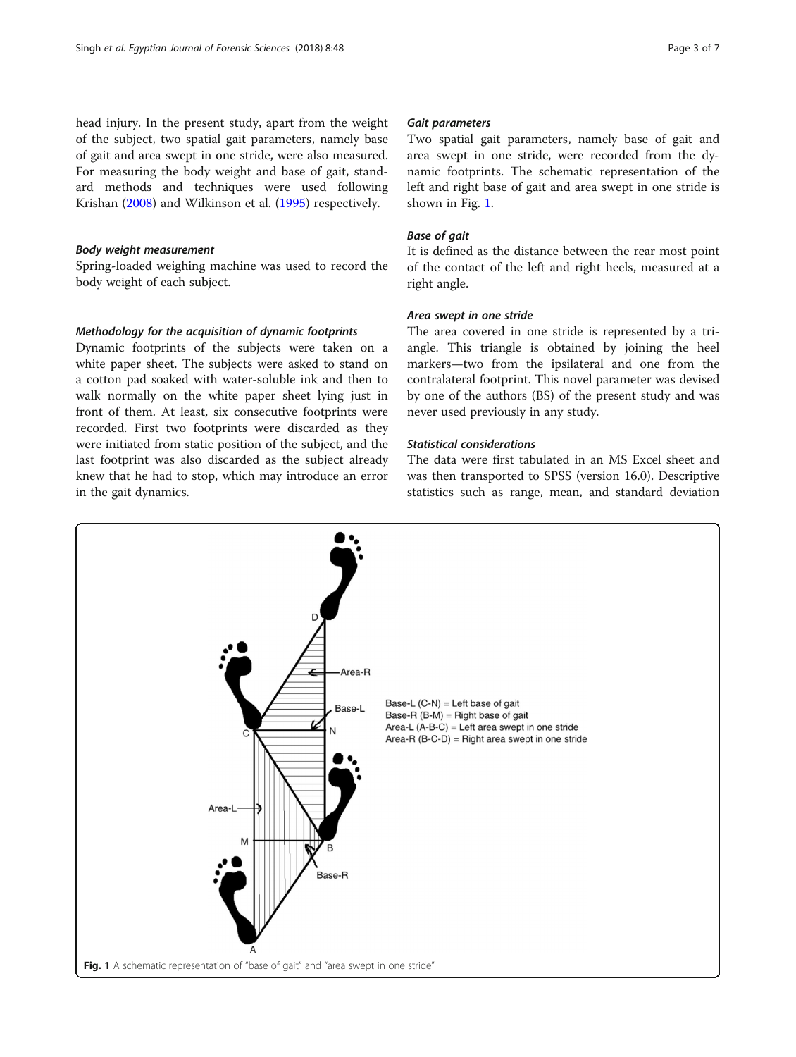head injury. In the present study, apart from the weight of the subject, two spatial gait parameters, namely base of gait and area swept in one stride, were also measured. For measuring the body weight and base of gait, standard methods and techniques were used following Krishan (2008) and Wilkinson et al. (1995) respectively.

#### Body weight measurement

Spring-loaded weighing machine was used to record the body weight of each subject.

#### Methodology for the acquisition of dynamic footprints

Dynamic footprints of the subjects were taken on a white paper sheet. The subjects were asked to stand on a cotton pad soaked with water-soluble ink and then to walk normally on the white paper sheet lying just in front of them. At least, six consecutive footprints were recorded. First two footprints were discarded as they were initiated from static position of the subject, and the last footprint was also discarded as the subject already knew that he had to stop, which may introduce an error in the gait dynamics.

#### Gait parameters

Two spatial gait parameters, namely base of gait and area swept in one stride, were recorded from the dynamic footprints. The schematic representation of the left and right base of gait and area swept in one stride is shown in Fig. 1.

#### Base of gait

It is defined as the distance between the rear most point of the contact of the left and right heels, measured at a right angle.

#### Area swept in one stride

The area covered in one stride is represented by a triangle. This triangle is obtained by joining the heel markers—two from the ipsilateral and one from the contralateral footprint. This novel parameter was devised by one of the authors (BS) of the present study and was never used previously in any study.

#### Statistical considerations

The data were first tabulated in an MS Excel sheet and was then transported to SPSS (version 16.0). Descriptive statistics such as range, mean, and standard deviation

Base-L (C-N) = Left base of gait
Base-R (B-M) = Right base of gait
Area-L (A-B-C) = Left area swept in one stride
Area-R (B-C-D) = Right area swept in one stride

**Fig. 1** A schematic representation of "base of gait" and "area swept in one stride"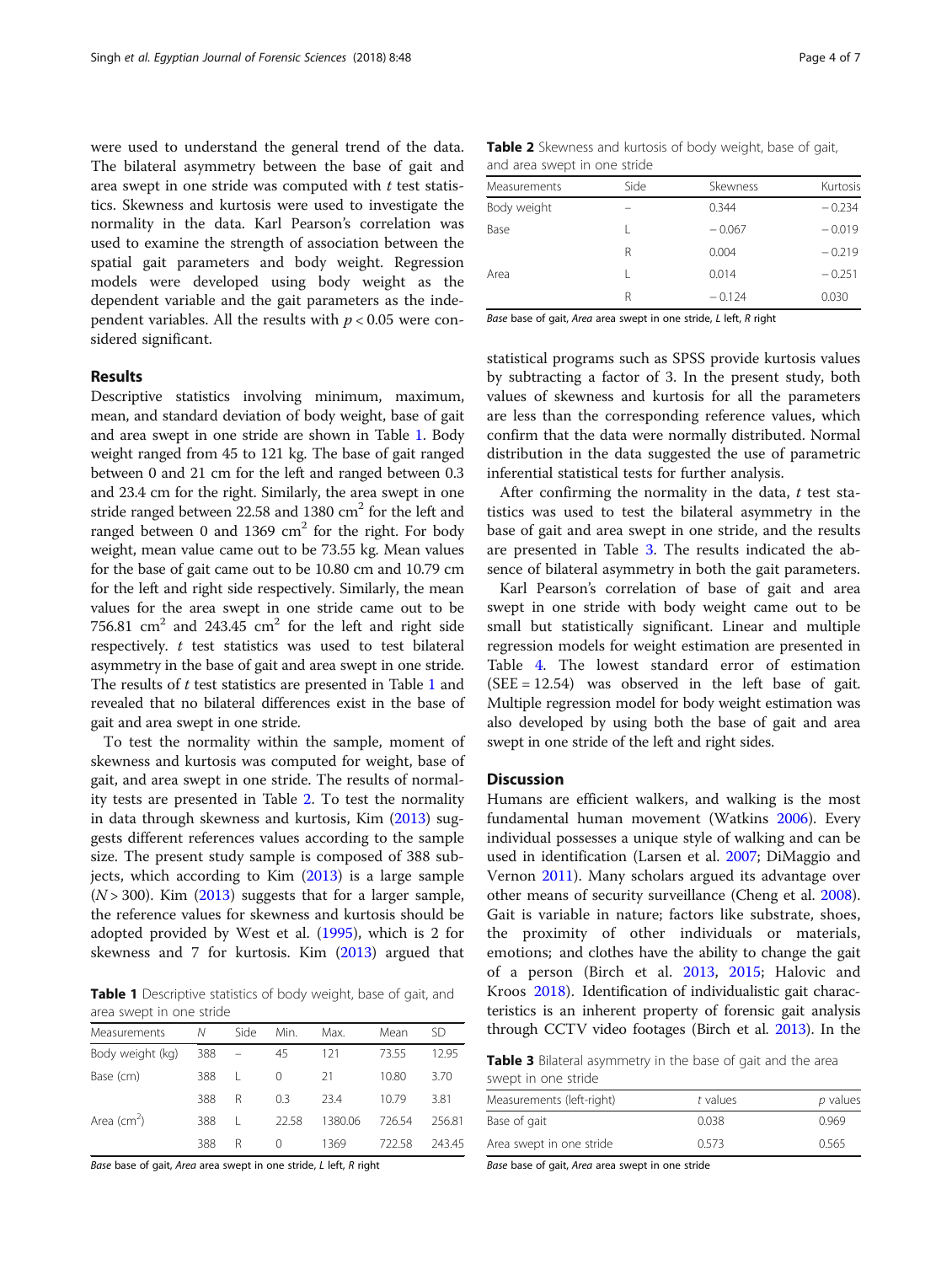were used to understand the general trend of the data. The bilateral asymmetry between the base of gait and area swept in one stride was computed with *t* test statistics. Skewness and kurtosis were used to investigate the normality in the data. Karl Pearson's correlation was used to examine the strength of association between the spatial gait parameters and body weight. Regression models were developed using body weight as the dependent variable and the gait parameters as the independent variables. All the results with $p < 0.05$ were considered significant.

## Results

Descriptive statistics involving minimum, maximum, mean, and standard deviation of body weight, base of gait and area swept in one stride are shown in Table 1. Body weight ranged from 45 to 121 kg. The base of gait ranged between 0 and 21 cm for the left and ranged between 0.3 and 23.4 cm for the right. Similarly, the area swept in one stride ranged between 22.58 and 1380 cm$^2$ for the left and ranged between 0 and 1369 cm$^2$ for the right. For body weight, mean value came out to be 73.55 kg. Mean values for the base of gait came out to be 10.80 cm and 10.79 cm for the left and right side respectively. Similarly, the mean values for the area swept in one stride came out to be 756.81 cm$^2$ and 243.45 cm$^2$ for the left and right side respectively. *t* test statistics was used to test bilateral asymmetry in the base of gait and area swept in one stride. The results of *t* test statistics are presented in Table 1 and revealed that no bilateral differences exist in the base of gait and area swept in one stride.

To test the normality within the sample, moment of skewness and kurtosis was computed for weight, base of gait, and area swept in one stride. The results of normality tests are presented in Table 2. To test the normality in data through skewness and kurtosis, Kim (2013) suggests different references values according to the sample size. The present study sample is composed of 388 subjects, which according to Kim (2013) is a large sample ($N > 300$). Kim (2013) suggests that for a larger sample, the reference values for skewness and kurtosis should be adopted provided by West et al. (1995), which is 2 for skewness and 7 for kurtosis. Kim (2013) argued that

**Table 1** Descriptive statistics of body weight, base of gait, and area swept in one stride

| Measurements | *N* | Side | Min. | Max. | Mean | SD |
|---|---|---|---|---|---|---|
| Body weight (kg) | 388 | – | 45 | 121 | 73.55 | 12.95 |
| Base (cm) | 388 | L | 0 | 21 | 10.80 | 3.70 |
| | 388 | R | 0.3 | 23.4 | 10.79 | 3.81 |
| Area (cm$^2$) | 388 | L | 22.58 | 1380.06 | 726.54 | 256.81 |
| | 388 | R | 0 | 1369 | 722.58 | 243.45 |

*Base* base of gait, *Area* area swept in one stride, *L* left, *R* right

**Table 2** Skewness and kurtosis of body weight, base of gait, and area swept in one stride

| Measurements | Side | Skewness | Kurtosis |
|---|---|---|---|
| Body weight | – | 0.344 | − 0.234 |
| Base | L | − 0.067 | − 0.019 |
| | R | 0.004 | − 0.219 |
| Area | L | 0.014 | − 0.251 |
| | R | − 0.124 | 0.030 |

*Base* base of gait, *Area* area swept in one stride, *L* left, *R* right

statistical programs such as SPSS provide kurtosis values by subtracting a factor of 3. In the present study, both values of skewness and kurtosis for all the parameters are less than the corresponding reference values, which confirm that the data were normally distributed. Normal distribution in the data suggested the use of parametric inferential statistical tests for further analysis.

After confirming the normality in the data, *t* test statistics was used to test the bilateral asymmetry in the base of gait and area swept in one stride, and the results are presented in Table 3. The results indicated the absence of bilateral asymmetry in both the gait parameters.

Karl Pearson's correlation of base of gait and area swept in one stride with body weight came out to be small but statistically significant. Linear and multiple regression models for weight estimation are presented in Table 4. The lowest standard error of estimation (SEE = 12.54) was observed in the left base of gait. Multiple regression model for body weight estimation was also developed by using both the base of gait and area swept in one stride of the left and right sides.

## Discussion

Humans are efficient walkers, and walking is the most fundamental human movement (Watkins 2006). Every individual possesses a unique style of walking and can be used in identification (Larsen et al. 2007; DiMaggio and Vernon 2011). Many scholars argued its advantage over other means of security surveillance (Cheng et al. 2008). Gait is variable in nature; factors like substrate, shoes, the proximity of other individuals or materials, emotions; and clothes have the ability to change the gait of a person (Birch et al. 2013, 2015; Halovic and Kroos 2018). Identification of individualistic gait characteristics is an inherent property of forensic gait analysis through CCTV video footages (Birch et al. 2013). In the

**Table 3** Bilateral asymmetry in the base of gait and the area swept in one stride

| Measurements (left-right) | *t* values | *p* values |
|---|---|---|
| Base of gait | 0.038 | 0.969 |
| Area swept in one stride | 0.573 | 0.565 |

*Base* base of gait, *Area* area swept in one stride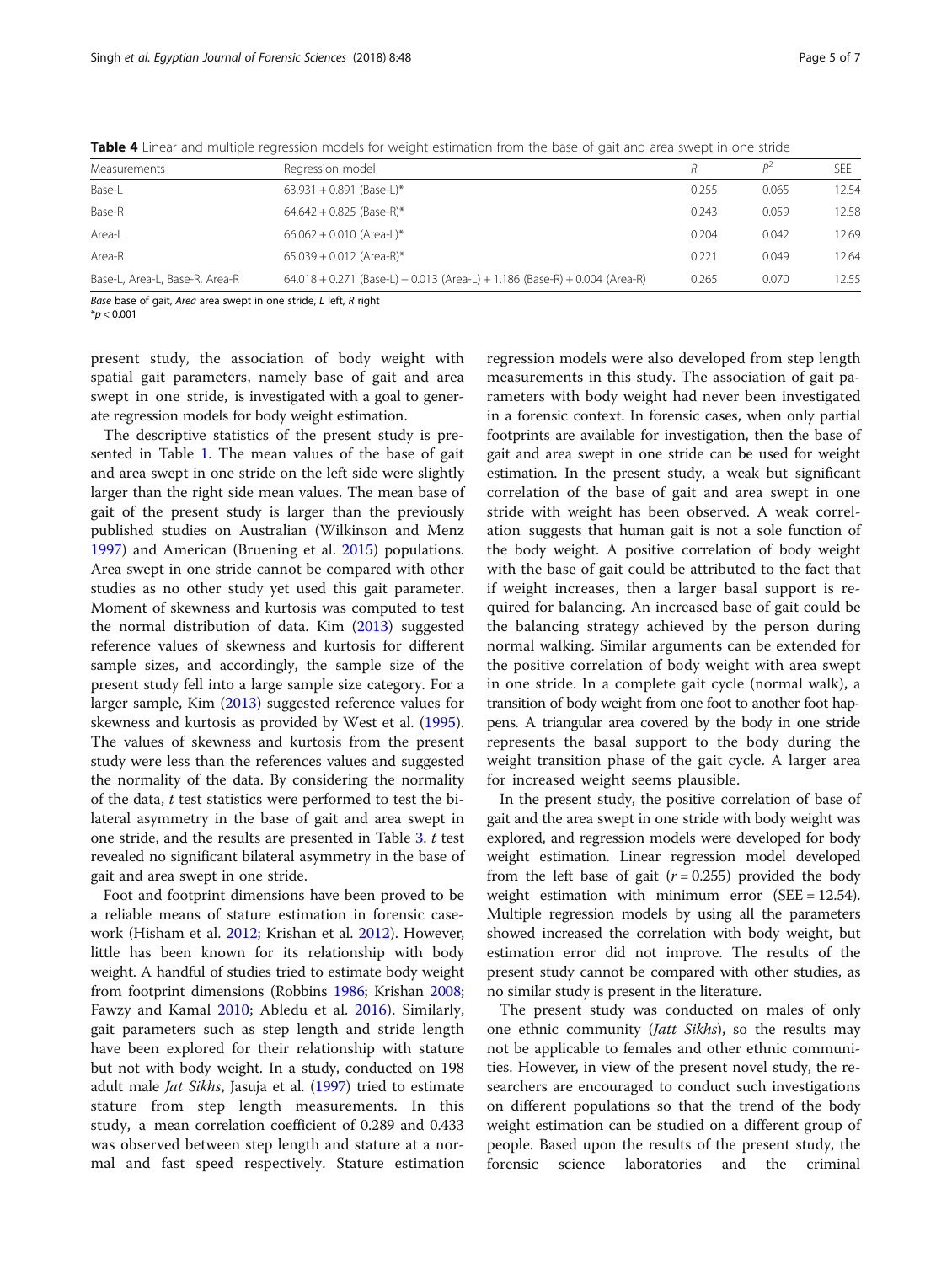**Table 4** Linear and multiple regression models for weight estimation from the base of gait and area swept in one stride

| Measurements | Regression model | $R$ | $R^2$ | SEE |
|---|---|---|---|---|
| Base-L | 63.931 + 0.891 (Base-L)* | 0.255 | 0.065 | 12.54 |
| Base-R | 64.642 + 0.825 (Base-R)* | 0.243 | 0.059 | 12.58 |
| Area-L | 66.062 + 0.010 (Area-L)* | 0.204 | 0.042 | 12.69 |
| Area-R | 65.039 + 0.012 (Area-R)* | 0.221 | 0.049 | 12.64 |
| Base-L, Area-L, Base-R, Area-R | 64.018 + 0.271 (Base-L) – 0.013 (Area-L) + 1.186 (Base-R) + 0.004 (Area-R) | 0.265 | 0.070 | 12.55 |

*Base* base of gait, *Area* area swept in one stride, *L* left, *R* right
*$p < 0.001$

present study, the association of body weight with spatial gait parameters, namely base of gait and area swept in one stride, is investigated with a goal to generate regression models for body weight estimation.

The descriptive statistics of the present study is presented in Table 1. The mean values of the base of gait and area swept in one stride on the left side were slightly larger than the right side mean values. The mean base of gait of the present study is larger than the previously published studies on Australian (Wilkinson and Menz 1997) and American (Bruening et al. 2015) populations. Area swept in one stride cannot be compared with other studies as no other study yet used this gait parameter. Moment of skewness and kurtosis was computed to test the normal distribution of data. Kim (2013) suggested reference values of skewness and kurtosis for different sample sizes, and accordingly, the sample size of the present study fell into a large sample size category. For a larger sample, Kim (2013) suggested reference values for skewness and kurtosis as provided by West et al. (1995). The values of skewness and kurtosis from the present study were less than the references values and suggested the normality of the data. By considering the normality of the data, *t* test statistics were performed to test the bilateral asymmetry in the base of gait and area swept in one stride, and the results are presented in Table 3. *t* test revealed no significant bilateral asymmetry in the base of gait and area swept in one stride.

Foot and footprint dimensions have been proved to be a reliable means of stature estimation in forensic casework (Hisham et al. 2012; Krishan et al. 2012). However, little has been known for its relationship with body weight. A handful of studies tried to estimate body weight from footprint dimensions (Robbins 1986; Krishan 2008; Fawzy and Kamal 2010; Abledu et al. 2016). Similarly, gait parameters such as step length and stride length have been explored for their relationship with stature but not with body weight. In a study, conducted on 198 adult male *Jat Sikhs*, Jasuja et al. (1997) tried to estimate stature from step length measurements. In this study, a mean correlation coefficient of 0.289 and 0.433 was observed between step length and stature at a normal and fast speed respectively. Stature estimation regression models were also developed from step length measurements in this study. The association of gait parameters with body weight had never been investigated in a forensic context. In forensic cases, when only partial footprints are available for investigation, then the base of gait and area swept in one stride can be used for weight estimation. In the present study, a weak but significant correlation of the base of gait and area swept in one stride with weight has been observed. A weak correlation suggests that human gait is not a sole function of the body weight. A positive correlation of body weight with the base of gait could be attributed to the fact that if weight increases, then a larger basal support is required for balancing. An increased base of gait could be the balancing strategy achieved by the person during normal walking. Similar arguments can be extended for the positive correlation of body weight with area swept in one stride. In a complete gait cycle (normal walk), a transition of body weight from one foot to another foot happens. A triangular area covered by the body in one stride represents the basal support to the body during the weight transition phase of the gait cycle. A larger area for increased weight seems plausible.

In the present study, the positive correlation of base of gait and the area swept in one stride with body weight was explored, and regression models were developed for body weight estimation. Linear regression model developed from the left base of gait ($r = 0.255$) provided the body weight estimation with minimum error (SEE = 12.54). Multiple regression models by using all the parameters showed increased the correlation with body weight, but estimation error did not improve. The results of the present study cannot be compared with other studies, as no similar study is present in the literature.

The present study was conducted on males of only one ethnic community (*Jatt Sikhs*), so the results may not be applicable to females and other ethnic communities. However, in view of the present novel study, the researchers are encouraged to conduct such investigations on different populations so that the trend of the body weight estimation can be studied on a different group of people. Based upon the results of the present study, the forensic science laboratories and the criminal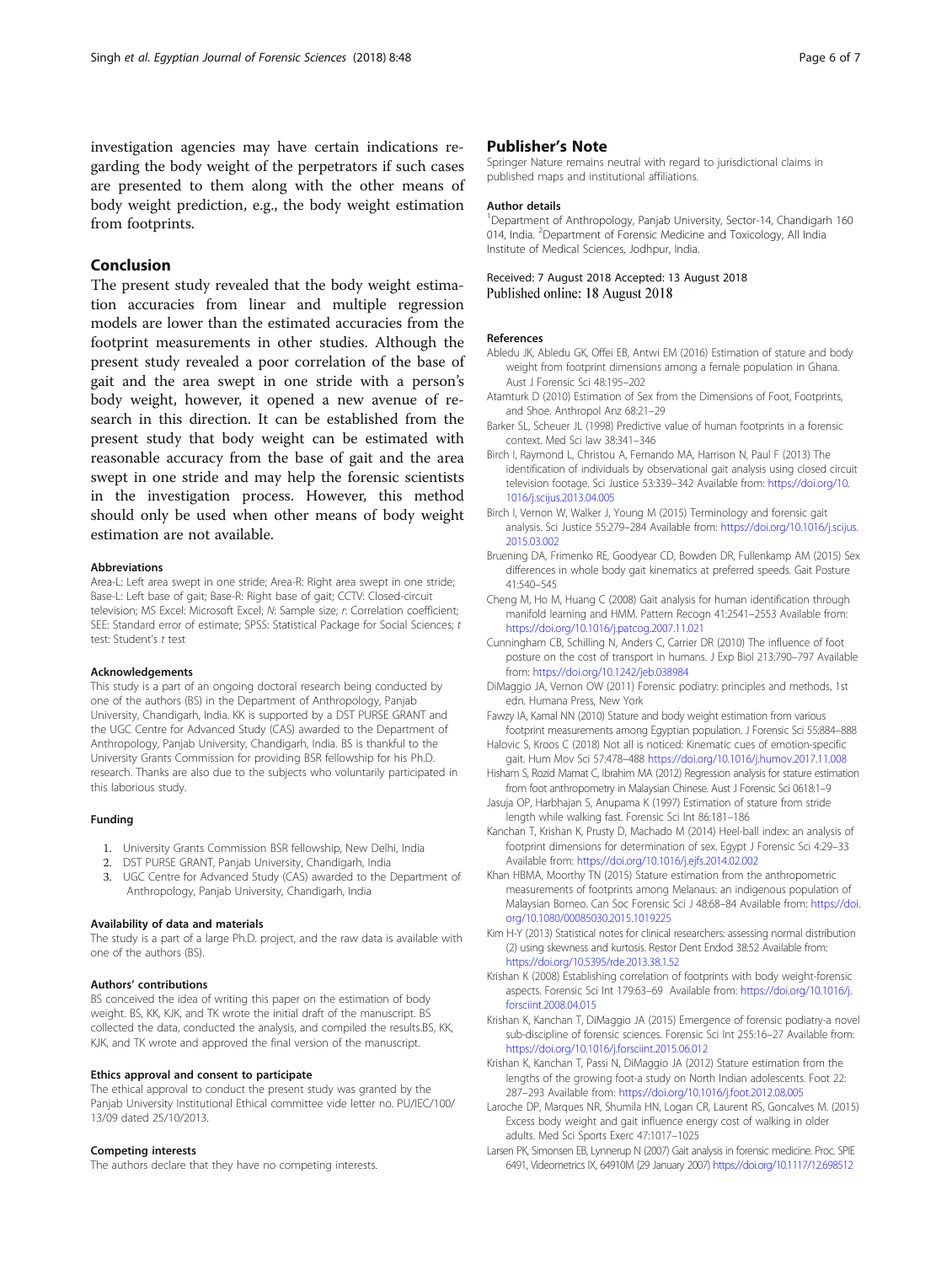investigation agencies may have certain indications regarding the body weight of the perpetrators if such cases are presented to them along with the other means of body weight prediction, e.g., the body weight estimation from footprints.

## Conclusion

The present study revealed that the body weight estimation accuracies from linear and multiple regression models are lower than the estimated accuracies from the footprint measurements in other studies. Although the present study revealed a poor correlation of the base of gait and the area swept in one stride with a person's body weight, however, it opened a new avenue of research in this direction. It can be established from the present study that body weight can be estimated with reasonable accuracy from the base of gait and the area swept in one stride and may help the forensic scientists in the investigation process. However, this method should only be used when other means of body weight estimation are not available.

#### Abbreviations

Area-L: Left area swept in one stride; Area-R: Right area swept in one stride; Base-L: Left base of gait; Base-R: Right base of gait; CCTV: Closed-circuit television; MS Excel: Microsoft Excel; *N*: Sample size; *r*: Correlation coefficient; SEE: Standard error of estimate; SPSS: Statistical Package for Social Sciences; *t* test: Student's *t* test

#### Acknowledgements

This study is a part of an ongoing doctoral research being conducted by one of the authors (BS) in the Department of Anthropology, Panjab University, Chandigarh, India. KK is supported by a DST PURSE GRANT and the UGC Centre for Advanced Study (CAS) awarded to the Department of Anthropology, Panjab University, Chandigarh, India. BS is thankful to the University Grants Commission for providing BSR fellowship for his Ph.D. research. Thanks are also due to the subjects who voluntarily participated in this laborious study.

#### Funding

1. University Grants Commission BSR fellowship, New Delhi, India
2. DST PURSE GRANT, Panjab University, Chandigarh, India
3. UGC Centre for Advanced Study (CAS) awarded to the Department of Anthropology, Panjab University, Chandigarh, India

#### Availability of data and materials

The study is a part of a large Ph.D. project, and the raw data is available with one of the authors (BS).

#### Authors' contributions

BS conceived the idea of writing this paper on the estimation of body weight. BS, KK, KJK, and TK wrote the initial draft of the manuscript. BS collected the data, conducted the analysis, and compiled the results.BS, KK, KJK, and TK wrote and approved the final version of the manuscript.

#### Ethics approval and consent to participate

The ethical approval to conduct the present study was granted by the Panjab University Institutional Ethical committee vide letter no. PU/IEC/100/13/09 dated 25/10/2013.

#### Competing interests

The authors declare that they have no competing interests.

## Publisher's Note

Springer Nature remains neutral with regard to jurisdictional claims in published maps and institutional affiliations.

#### Author details

[1]Department of Anthropology, Panjab University, Sector-14, Chandigarh 160 014, India. [2]Department of Forensic Medicine and Toxicology, All India Institute of Medical Sciences, Jodhpur, India.

Received: 7 August 2018 Accepted: 13 August 2018
Published online: 18 August 2018

#### References

- Abledu JK, Abledu GK, Offei EB, Antwi EM (2016) Estimation of stature and body weight from footprint dimensions among a female population in Ghana. Aust J Forensic Sci 48:195–202
- Atamturk D (2010) Estimation of Sex from the Dimensions of Foot, Footprints, and Shoe. Anthropol Anz 68:21–29
- Barker SL, Scheuer JL (1998) Predictive value of human footprints in a forensic context. Med Sci law 38:341–346
- Birch I, Raymond L, Christou A, Fernando MA, Harrison N, Paul F (2013) The identification of individuals by observational gait analysis using closed circuit television footage. Sci Justice 53:339–342 Available from: https://doi.org/10.1016/j.scijus.2013.04.005
- Birch I, Vernon W, Walker J, Young M (2015) Terminology and forensic gait analysis. Sci Justice 55:279–284 Available from: https://doi.org/10.1016/j.scijus.2015.03.002
- Bruening DA, Frimenko RE, Goodyear CD, Bowden DR, Fullenkamp AM (2015) Sex differences in whole body gait kinematics at preferred speeds. Gait Posture 41:540–545
- Cheng M, Ho M, Huang C (2008) Gait analysis for human identification through manifold learning and HMM. Pattern Recogn 41:2541–2553 Available from: https://doi.org/10.1016/j.patcog.2007.11.021
- Cunningham CB, Schilling N, Anders C, Carrier DR (2010) The influence of foot posture on the cost of transport in humans. J Exp Biol 213:790–797 Available from: https://doi.org/10.1242/jeb.038984
- DiMaggio JA, Vernon OW (2011) Forensic podiatry: principles and methods, 1st edn. Humana Press, New York
- Fawzy IA, Kamal NN (2010) Stature and body weight estimation from various footprint measurements among Egyptian population. J Forensic Sci 55:884–888
- Halovic S, Kroos C (2018) Not all is noticed: Kinematic cues of emotion-specific gait. Hum Mov Sci 57:478–488 https://doi.org/10.1016/j.humov.2017.11.008
- Hisham S, Rozid Mamat C, Ibrahim MA (2012) Regression analysis for stature estimation from foot anthropometry in Malaysian Chinese. Aust J Forensic Sci 0618:1–9
- Jasuja OP, Harbhajan S, Anupama K (1997) Estimation of stature from stride length while walking fast. Forensic Sci Int 86:181–186
- Kanchan T, Krishan K, Prusty D, Machado M (2014) Heel-ball index: an analysis of footprint dimensions for determination of sex. Egypt J Forensic Sci 4:29–33 Available from: https://doi.org/10.1016/j.ejfs.2014.02.002
- Khan HBMA, Moorthy TN (2015) Stature estimation from the anthropometric measurements of footprints among Melanaus: an indigenous population of Malaysian Borneo. Can Soc Forensic Sci J 48:68–84 Available from: https://doi.org/10.1080/00085030.2015.1019225
- Kim H-Y (2013) Statistical notes for clinical researchers: assessing normal distribution (2) using skewness and kurtosis. Restor Dent Endod 38:52 Available from: https://doi.org/10.5395/rde.2013.38.1.52
- Krishan K (2008) Establishing correlation of footprints with body weight-forensic aspects. Forensic Sci Int 179:63–69 Available from: https://doi.org/10.1016/j.forsciint.2008.04.015
- Krishan K, Kanchan T, DiMaggio JA (2015) Emergence of forensic podiatry-a novel sub-discipline of forensic sciences. Forensic Sci Int 255:16–27 Available from: https://doi.org/10.1016/j.forsciint.2015.06.012
- Krishan K, Kanchan T, Passi N, DiMaggio JA (2012) Stature estimation from the lengths of the growing foot-a study on North Indian adolescents. Foot 22: 287–293 Available from: https://doi.org/10.1016/j.foot.2012.08.005
- Laroche DP, Marques NR, Shumila HN, Logan CR, Laurent RS, Goncalves M. (2015) Excess body weight and gait influence energy cost of walking in older adults. Med Sci Sports Exerc 47:1017–1025
- Larsen PK, Simonsen EB, Lynnerup N (2007) Gait analysis in forensic medicine. Proc. SPIE 6491, Videometrics IX, 64910M (29 January 2007) https://doi.org/10.1117/12.698512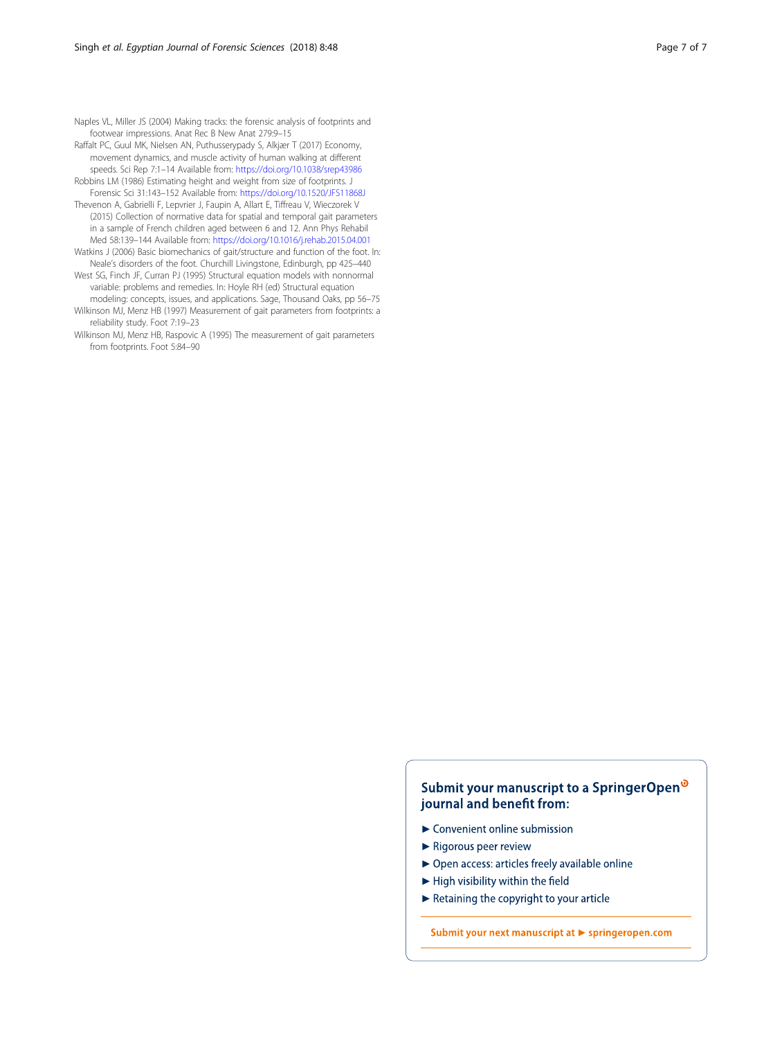Naples VL, Miller JS (2004) Making tracks: the forensic analysis of footprints and footwear impressions. Anat Rec B New Anat 279:9–15

Raffalt PC, Guul MK, Nielsen AN, Puthusserypady S, Alkjær T (2017) Economy, movement dynamics, and muscle activity of human walking at different speeds. Sci Rep 7:1–14 Available from: https://doi.org/10.1038/srep43986

Robbins LM (1986) Estimating height and weight from size of footprints. J Forensic Sci 31:143–152 Available from: https://doi.org/10.1520/JFS11868J

Thevenon A, Gabrielli F, Lepvrier J, Faupin A, Allart E, Tiffreau V, Wieczorek V (2015) Collection of normative data for spatial and temporal gait parameters in a sample of French children aged between 6 and 12. Ann Phys Rehabil Med 58:139–144 Available from: https://doi.org/10.1016/j.rehab.2015.04.001

Watkins J (2006) Basic biomechanics of gait/structure and function of the foot. In: Neale's disorders of the foot. Churchill Livingstone, Edinburgh, pp 425–440

West SG, Finch JF, Curran PJ (1995) Structural equation models with nonnormal variable: problems and remedies. In: Hoyle RH (ed) Structural equation modeling: concepts, issues, and applications. Sage, Thousand Oaks, pp 56–75

Wilkinson MJ, Menz HB (1997) Measurement of gait parameters from footprints: a reliability study. Foot 7:19–23

Wilkinson MJ, Menz HB, Raspovic A (1995) The measurement of gait parameters from footprints. Foot 5:84–90

**Submit your manuscript to a SpringerOpen journal and benefit from:**

- ► Convenient online submission
- ► Rigorous peer review
- ► Open access: articles freely available online
- ► High visibility within the field
- ► Retaining the copyright to your article

**Submit your next manuscript at ► springeropen.com**